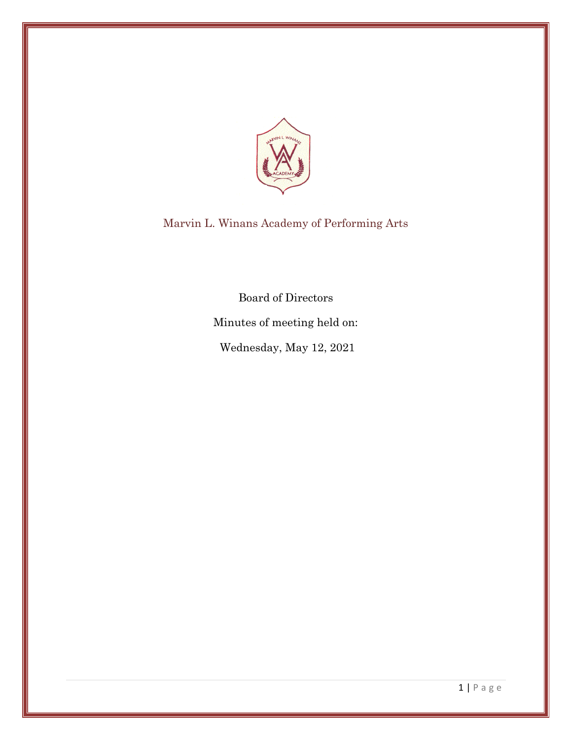# Marvin L. Winans Academy of Performing Arts

Board of Directors

Minutes of meeting held on:

Wednesday, May 12, 2021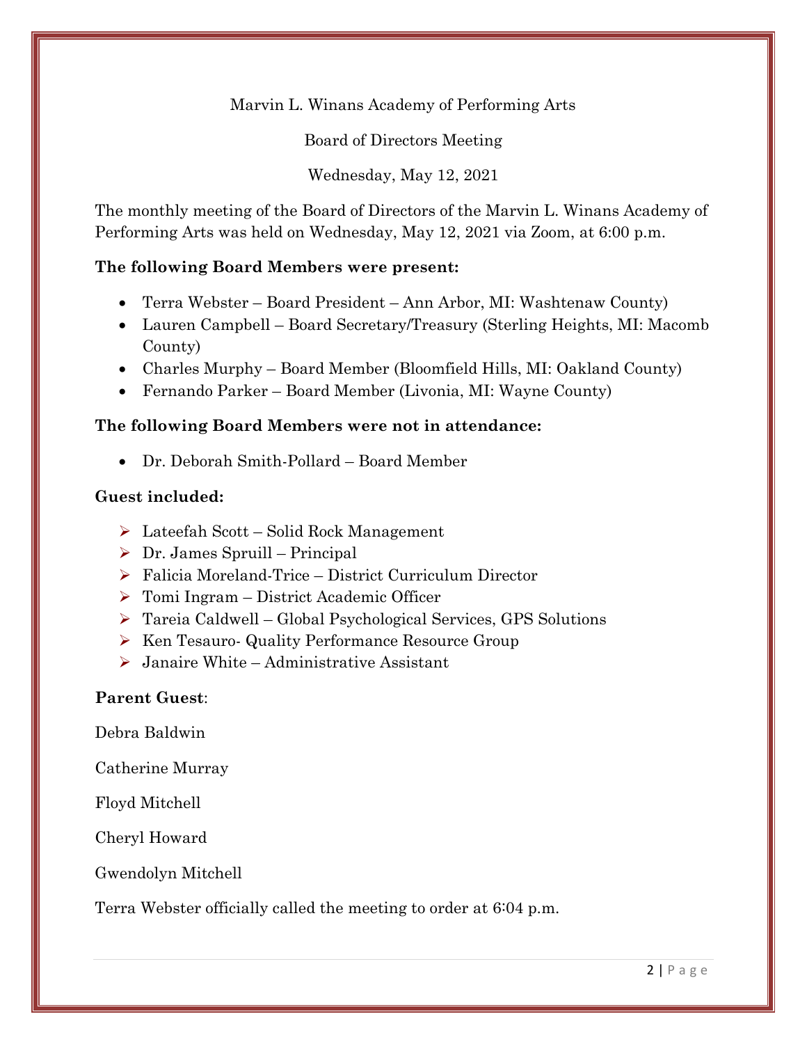Marvin L. Winans Academy of Performing Arts

Board of Directors Meeting

Wednesday, May 12, 2021

The monthly meeting of the Board of Directors of the Marvin L. Winans Academy of Performing Arts was held on Wednesday, May 12, 2021 via Zoom, at 6:00 p.m.

**The following Board Members were present:**

- Terra Webster – Board President – Ann Arbor, MI: Washtenaw County)
- Lauren Campbell – Board Secretary/Treasury (Sterling Heights, MI: Macomb County)
- Charles Murphy – Board Member (Bloomfield Hills, MI: Oakland County)
- Fernando Parker – Board Member (Livonia, MI: Wayne County)

**The following Board Members were not in attendance:**

- Dr. Deborah Smith-Pollard – Board Member

**Guest included:**

- Lateefah Scott – Solid Rock Management
- Dr. James Spruill – Principal
- Falicia Moreland-Trice – District Curriculum Director
- Tomi Ingram – District Academic Officer
- Tareia Caldwell – Global Psychological Services, GPS Solutions
- Ken Tesauro- Quality Performance Resource Group
- Janaire White – Administrative Assistant

**Parent Guest**:

Debra Baldwin

Catherine Murray

Floyd Mitchell

Cheryl Howard

Gwendolyn Mitchell

Terra Webster officially called the meeting to order at 6:04 p.m.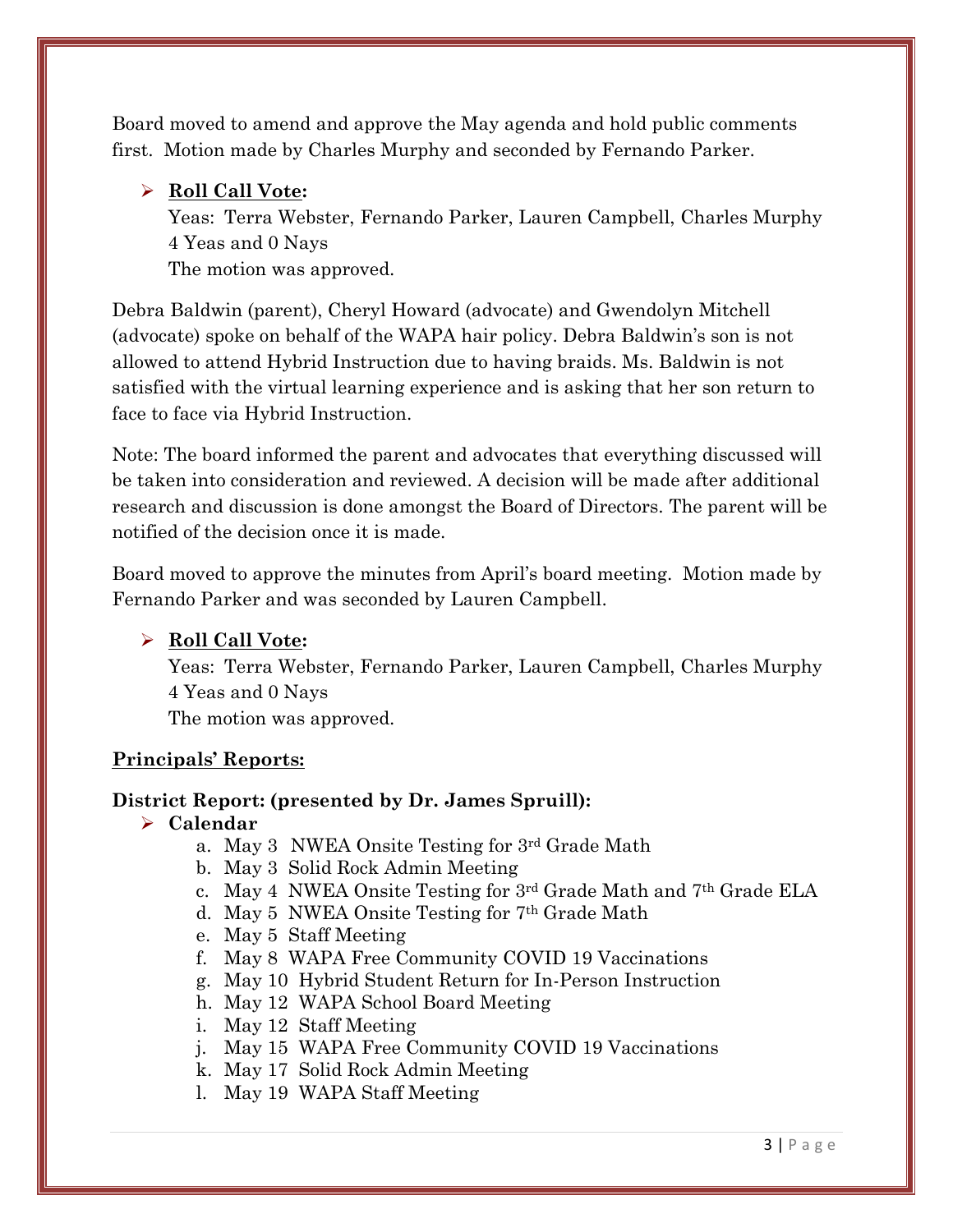Board moved to amend and approve the May agenda and hold public comments first. Motion made by Charles Murphy and seconded by Fernando Parker.

- **Roll Call Vote:**
  Yeas: Terra Webster, Fernando Parker, Lauren Campbell, Charles Murphy
  4 Yeas and 0 Nays
  The motion was approved.

Debra Baldwin (parent), Cheryl Howard (advocate) and Gwendolyn Mitchell (advocate) spoke on behalf of the WAPA hair policy. Debra Baldwin's son is not allowed to attend Hybrid Instruction due to having braids. Ms. Baldwin is not satisfied with the virtual learning experience and is asking that her son return to face to face via Hybrid Instruction.

Note: The board informed the parent and advocates that everything discussed will be taken into consideration and reviewed. A decision will be made after additional research and discussion is done amongst the Board of Directors. The parent will be notified of the decision once it is made.

Board moved to approve the minutes from April's board meeting. Motion made by Fernando Parker and was seconded by Lauren Campbell.

- **Roll Call Vote:**
  Yeas: Terra Webster, Fernando Parker, Lauren Campbell, Charles Murphy
  4 Yeas and 0 Nays
  The motion was approved.

**Principals' Reports:**

**District Report: (presented by Dr. James Spruill):**

- **Calendar**
  a. May 3 NWEA Onsite Testing for 3rd Grade Math
  b. May 3 Solid Rock Admin Meeting
  c. May 4 NWEA Onsite Testing for 3rd Grade Math and 7th Grade ELA
  d. May 5 NWEA Onsite Testing for 7th Grade Math
  e. May 5 Staff Meeting
  f. May 8 WAPA Free Community COVID 19 Vaccinations
  g. May 10 Hybrid Student Return for In-Person Instruction
  h. May 12 WAPA School Board Meeting
  i. May 12 Staff Meeting
  j. May 15 WAPA Free Community COVID 19 Vaccinations
  k. May 17 Solid Rock Admin Meeting
  l. May 19 WAPA Staff Meeting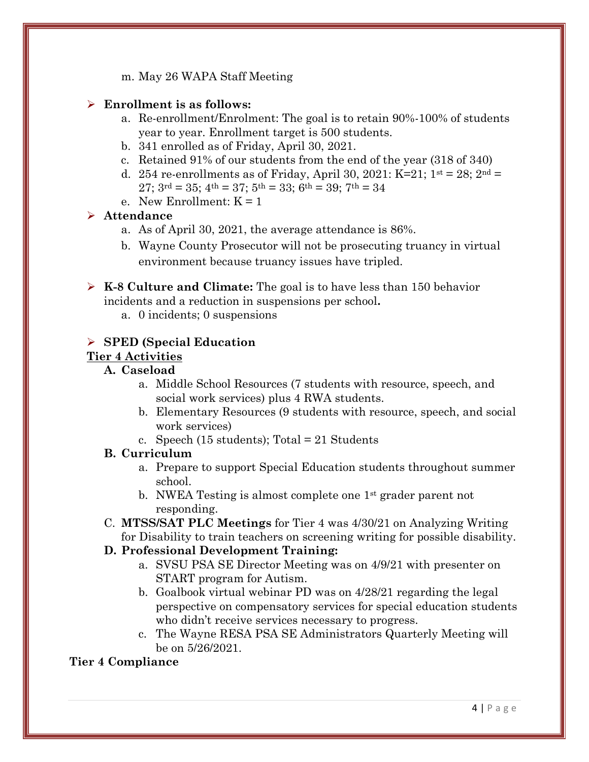m. May 26 WAPA Staff Meeting

- **Enrollment is as follows:**
  a. Re-enrollment/Enrolment: The goal is to retain 90%-100% of students year to year. Enrollment target is 500 students.
  b. 341 enrolled as of Friday, April 30, 2021.
  c. Retained 91% of our students from the end of the year (318 of 340)
  d. 254 re-enrollments as of Friday, April 30, 2021: K=21; 1st = 28; 2nd = 27; 3rd = 35; 4th = 37; 5th = 33; 6th = 39; 7th = 34
  e. New Enrollment: K = 1

- **Attendance**
  a. As of April 30, 2021, the average attendance is 86%.
  b. Wayne County Prosecutor will not be prosecuting truancy in virtual environment because truancy issues have tripled.

- **K-8 Culture and Climate:** The goal is to have less than 150 behavior incidents and a reduction in suspensions per school**.**
  a. 0 incidents; 0 suspensions

- **SPED (Special Education**

**Tier 4 Activities**

**A. Caseload**

a. Middle School Resources (7 students with resource, speech, and social work services) plus 4 RWA students.
b. Elementary Resources (9 students with resource, speech, and social work services)
c. Speech (15 students); Total = 21 Students

**B. Curriculum**

a. Prepare to support Special Education students throughout summer school.
b. NWEA Testing is almost complete one 1st grader parent not responding.

C. **MTSS/SAT PLC Meetings** for Tier 4 was 4/30/21 on Analyzing Writing for Disability to train teachers on screening writing for possible disability.

**D. Professional Development Training:**

a. SVSU PSA SE Director Meeting was on 4/9/21 with presenter on START program for Autism.
b. Goalbook virtual webinar PD was on 4/28/21 regarding the legal perspective on compensatory services for special education students who didn't receive services necessary to progress.
c. The Wayne RESA PSA SE Administrators Quarterly Meeting will be on 5/26/2021.

**Tier 4 Compliance**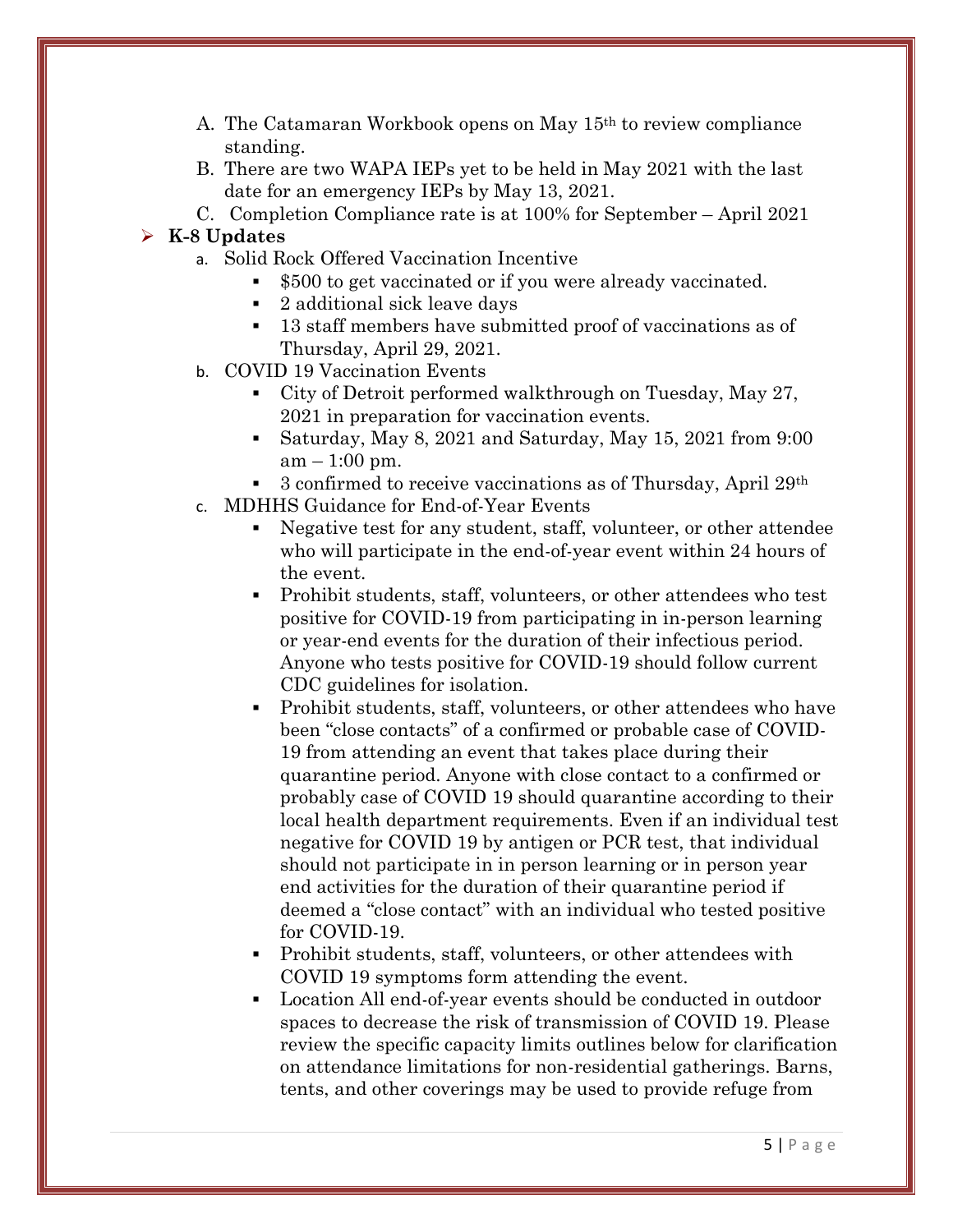A. The Catamaran Workbook opens on May 15th to review compliance standing.
B. There are two WAPA IEPs yet to be held in May 2021 with the last date for an emergency IEPs by May 13, 2021.
C. Completion Compliance rate is at 100% for September – April 2021

- **K-8 Updates**
  a. Solid Rock Offered Vaccination Incentive
     - $500 to get vaccinated or if you were already vaccinated.
     - 2 additional sick leave days
     - 13 staff members have submitted proof of vaccinations as of Thursday, April 29, 2021.
  b. COVID 19 Vaccination Events
     - City of Detroit performed walkthrough on Tuesday, May 27, 2021 in preparation for vaccination events.
     - Saturday, May 8, 2021 and Saturday, May 15, 2021 from 9:00 am – 1:00 pm.
     - 3 confirmed to receive vaccinations as of Thursday, April 29th
  c. MDHHS Guidance for End-of-Year Events
     - Negative test for any student, staff, volunteer, or other attendee who will participate in the end-of-year event within 24 hours of the event.
     - Prohibit students, staff, volunteers, or other attendees who test positive for COVID-19 from participating in in-person learning or year-end events for the duration of their infectious period. Anyone who tests positive for COVID-19 should follow current CDC guidelines for isolation.
     - Prohibit students, staff, volunteers, or other attendees who have been "close contacts" of a confirmed or probable case of COVID-19 from attending an event that takes place during their quarantine period. Anyone with close contact to a confirmed or probably case of COVID 19 should quarantine according to their local health department requirements. Even if an individual test negative for COVID 19 by antigen or PCR test, that individual should not participate in in person learning or in person year end activities for the duration of their quarantine period if deemed a "close contact" with an individual who tested positive for COVID-19.
     - Prohibit students, staff, volunteers, or other attendees with COVID 19 symptoms form attending the event.
     - Location All end-of-year events should be conducted in outdoor spaces to decrease the risk of transmission of COVID 19. Please review the specific capacity limits outlines below for clarification on attendance limitations for non-residential gatherings. Barns, tents, and other coverings may be used to provide refuge from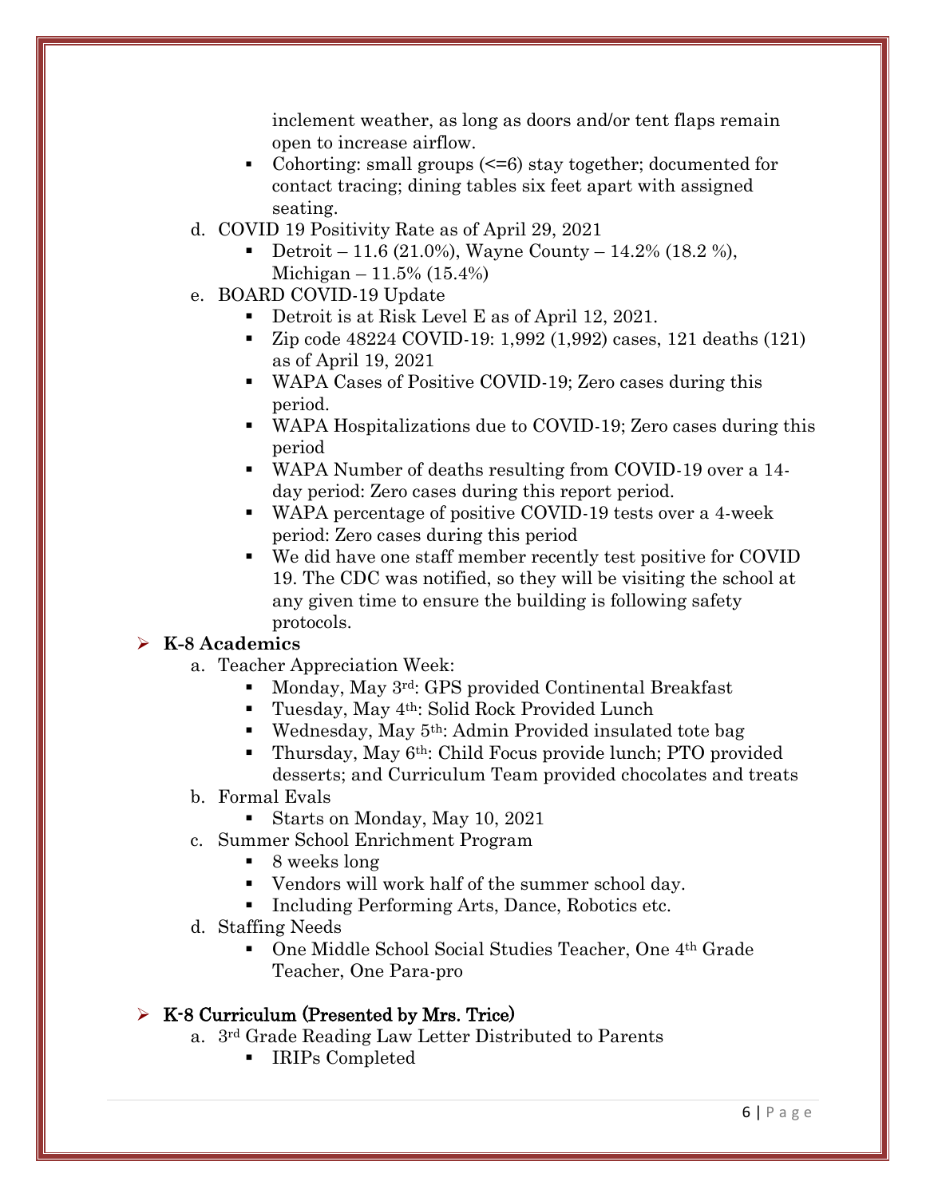inclement weather, as long as doors and/or tent flaps remain open to increase airflow.
- Cohorting: small groups (<=6) stay together; documented for contact tracing; dining tables six feet apart with assigned seating.

d. COVID 19 Positivity Rate as of April 29, 2021
- Detroit – 11.6 (21.0%), Wayne County – 14.2% (18.2 %), Michigan – 11.5% (15.4%)

e. BOARD COVID-19 Update
- Detroit is at Risk Level E as of April 12, 2021.
- Zip code 48224 COVID-19: 1,992 (1,992) cases, 121 deaths (121) as of April 19, 2021
- WAPA Cases of Positive COVID-19; Zero cases during this period.
- WAPA Hospitalizations due to COVID-19; Zero cases during this period
- WAPA Number of deaths resulting from COVID-19 over a 14-day period: Zero cases during this report period.
- WAPA percentage of positive COVID-19 tests over a 4-week period: Zero cases during this period
- We did have one staff member recently test positive for COVID 19. The CDC was notified, so they will be visiting the school at any given time to ensure the building is following safety protocols.

## K-8 Academics

a. Teacher Appreciation Week:
- Monday, May 3rd: GPS provided Continental Breakfast
- Tuesday, May 4th: Solid Rock Provided Lunch
- Wednesday, May 5th: Admin Provided insulated tote bag
- Thursday, May 6th: Child Focus provide lunch; PTO provided desserts; and Curriculum Team provided chocolates and treats

b. Formal Evals
- Starts on Monday, May 10, 2021

c. Summer School Enrichment Program
- 8 weeks long
- Vendors will work half of the summer school day.
- Including Performing Arts, Dance, Robotics etc.

d. Staffing Needs
- One Middle School Social Studies Teacher, One 4th Grade Teacher, One Para-pro

## K-8 Curriculum (Presented by Mrs. Trice)

a. 3rd Grade Reading Law Letter Distributed to Parents
- IRIPs Completed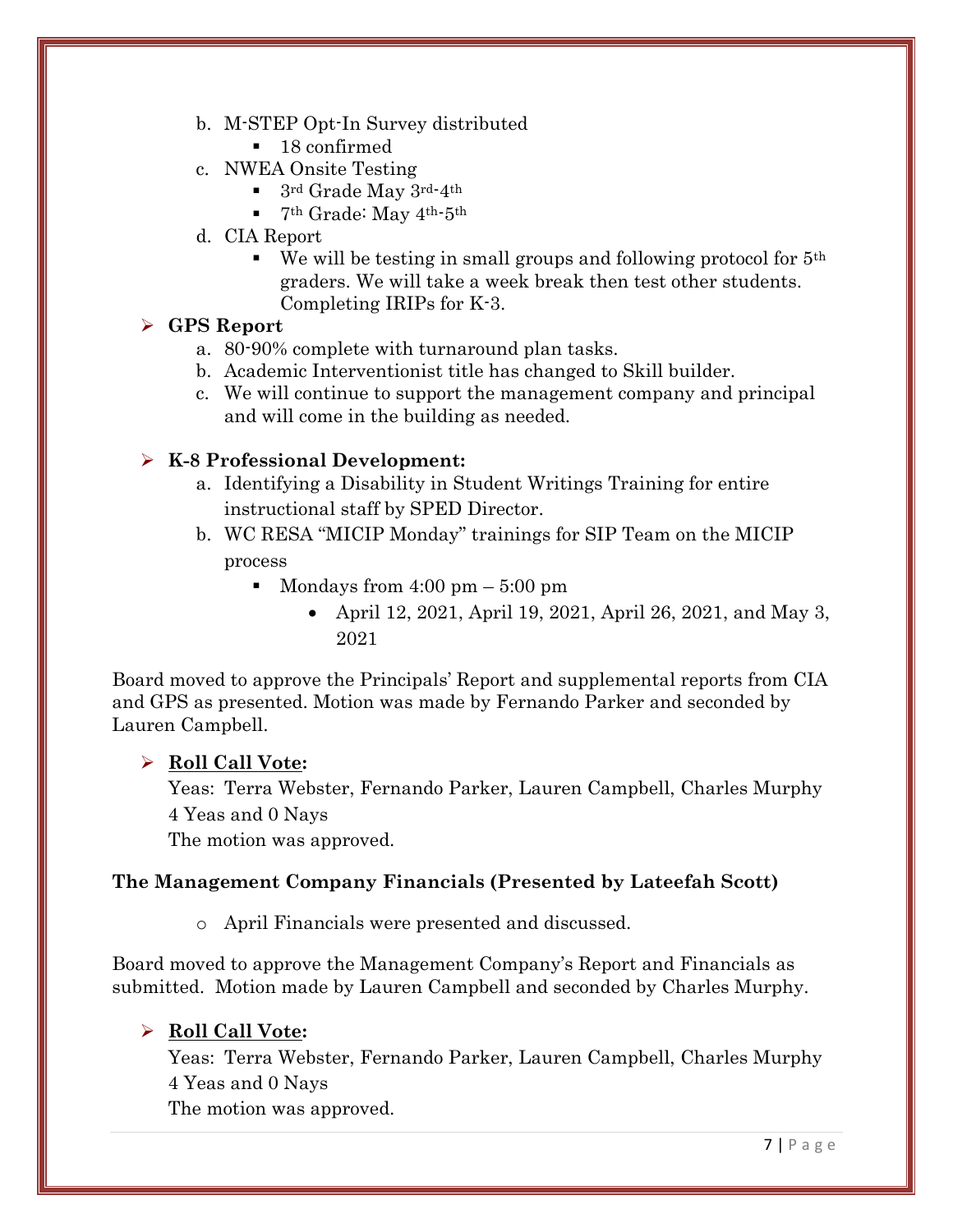b. M-STEP Opt-In Survey distributed
   - 18 confirmed

c. NWEA Onsite Testing
   - 3rd Grade May 3rd-4th
   - 7th Grade: May 4th-5th

d. CIA Report
   - We will be testing in small groups and following protocol for 5th graders. We will take a week break then test other students. Completing IRIPs for K-3.

- **GPS Report**
  a. 80-90% complete with turnaround plan tasks.
  b. Academic Interventionist title has changed to Skill builder.
  c. We will continue to support the management company and principal and will come in the building as needed.

- **K-8 Professional Development:**
  a. Identifying a Disability in Student Writings Training for entire instructional staff by SPED Director.
  b. WC RESA "MICIP Monday" trainings for SIP Team on the MICIP process
     - Mondays from 4:00 pm – 5:00 pm
       - April 12, 2021, April 19, 2021, April 26, 2021, and May 3, 2021

Board moved to approve the Principals' Report and supplemental reports from CIA and GPS as presented. Motion was made by Fernando Parker and seconded by Lauren Campbell.

- **Roll Call Vote:**

  Yeas: Terra Webster, Fernando Parker, Lauren Campbell, Charles Murphy

  4 Yeas and 0 Nays

  The motion was approved.

**The Management Company Financials (Presented by Lateefah Scott)**

- April Financials were presented and discussed.

Board moved to approve the Management Company's Report and Financials as submitted. Motion made by Lauren Campbell and seconded by Charles Murphy.

- **Roll Call Vote:**

  Yeas: Terra Webster, Fernando Parker, Lauren Campbell, Charles Murphy

  4 Yeas and 0 Nays

  The motion was approved.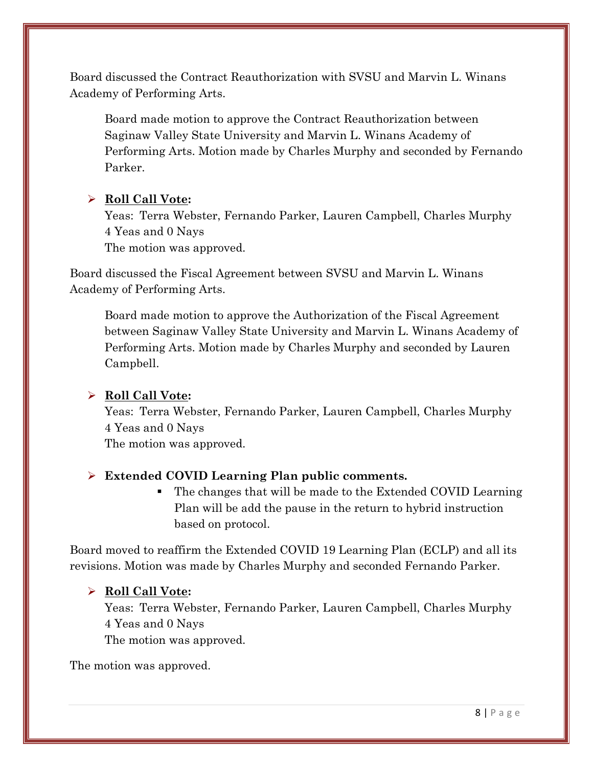Board discussed the Contract Reauthorization with SVSU and Marvin L. Winans Academy of Performing Arts.

> Board made motion to approve the Contract Reauthorization between Saginaw Valley State University and Marvin L. Winans Academy of Performing Arts. Motion made by Charles Murphy and seconded by Fernando Parker.

- **Roll Call Vote:**
  Yeas: Terra Webster, Fernando Parker, Lauren Campbell, Charles Murphy
  4 Yeas and 0 Nays
  The motion was approved.

Board discussed the Fiscal Agreement between SVSU and Marvin L. Winans Academy of Performing Arts.

> Board made motion to approve the Authorization of the Fiscal Agreement between Saginaw Valley State University and Marvin L. Winans Academy of Performing Arts. Motion made by Charles Murphy and seconded by Lauren Campbell.

- **Roll Call Vote:**
  Yeas: Terra Webster, Fernando Parker, Lauren Campbell, Charles Murphy
  4 Yeas and 0 Nays
  The motion was approved.

- **Extended COVID Learning Plan public comments.**
  - The changes that will be made to the Extended COVID Learning Plan will be add the pause in the return to hybrid instruction based on protocol.

Board moved to reaffirm the Extended COVID 19 Learning Plan (ECLP) and all its revisions. Motion was made by Charles Murphy and seconded Fernando Parker.

- **Roll Call Vote:**
  Yeas: Terra Webster, Fernando Parker, Lauren Campbell, Charles Murphy
  4 Yeas and 0 Nays
  The motion was approved.

The motion was approved.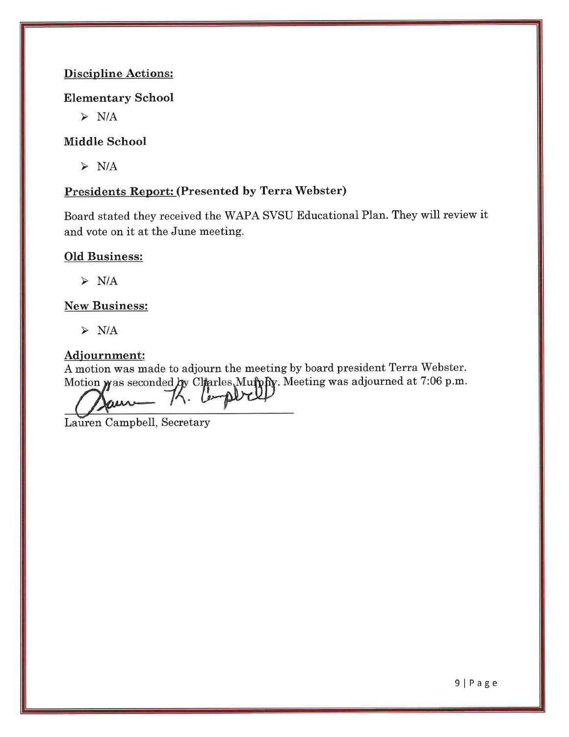**Discipline Actions:**

**Elementary School**

- N/A

**Middle School**

- N/A

**Presidents Report:** **(Presented by Terra Webster)**

Board stated they received the WAPA SVSU Educational Plan. They will review it and vote on it at the June meeting.

**Old Business:**

- N/A

**New Business:**

- N/A

**Adjournment:**

A motion was made to adjourn the meeting by board president Terra Webster. Motion was seconded by Charles Murphy. Meeting was adjourned at 7:06 p.m.

Lauren Campbell, Secretary